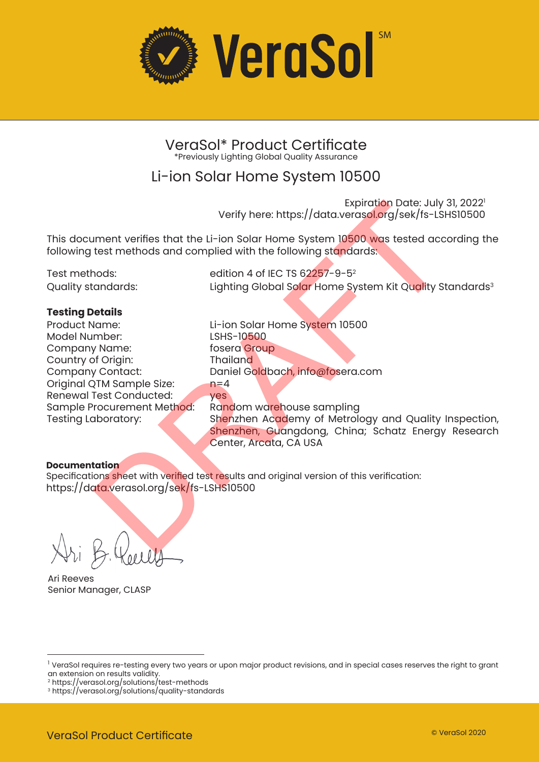# VeraSol[SM]

## VeraSol* Product Certificate

*Previously Lighting Global Quality Assurance

## Li-ion Solar Home System 10500

Expiration Date: July 31, 2022[1]
Verify here: https://data.verasol.org/sek/fs-LSHS10500

This document verifies that the Li-ion Solar Home System 10500 was tested according the following test methods and complied with the following standards:

| | |
|---|---|
| Test methods: | edition 4 of IEC TS 62257-9-5[2] |
| Quality standards: | Lighting Global Solar Home System Kit Quality Standards[3] |

**Testing Details**

| | |
|---|---|
| Product Name: | Li-ion Solar Home System 10500 |
| Model Number: | LSHS-10500 |
| Company Name: | fosera Group |
| Country of Origin: | Thailand |
| Company Contact: | Daniel Goldbach, info@fosera.com |
| Original QTM Sample Size: | n=4 |
| Renewal Test Conducted: | yes |
| Sample Procurement Method: | Random warehouse sampling |
| Testing Laboratory: | Shenzhen Academy of Metrology and Quality Inspection, Shenzhen, Guangdong, China; Schatz Energy Research Center, Arcata, CA USA |

**Documentation**

Specifications sheet with verified test results and original version of this verification:
https://data.verasol.org/sek/fs-LSHS10500

Ari Reeves
Senior Manager, CLASP

DRAFT

---

[1] VeraSol requires re-testing every two years or upon major product revisions, and in special cases reserves the right to grant an extension on results validity.
[2] https://verasol.org/solutions/test-methods
[3] https://verasol.org/solutions/quality-standards

VeraSol Product Certificate

© VeraSol 2020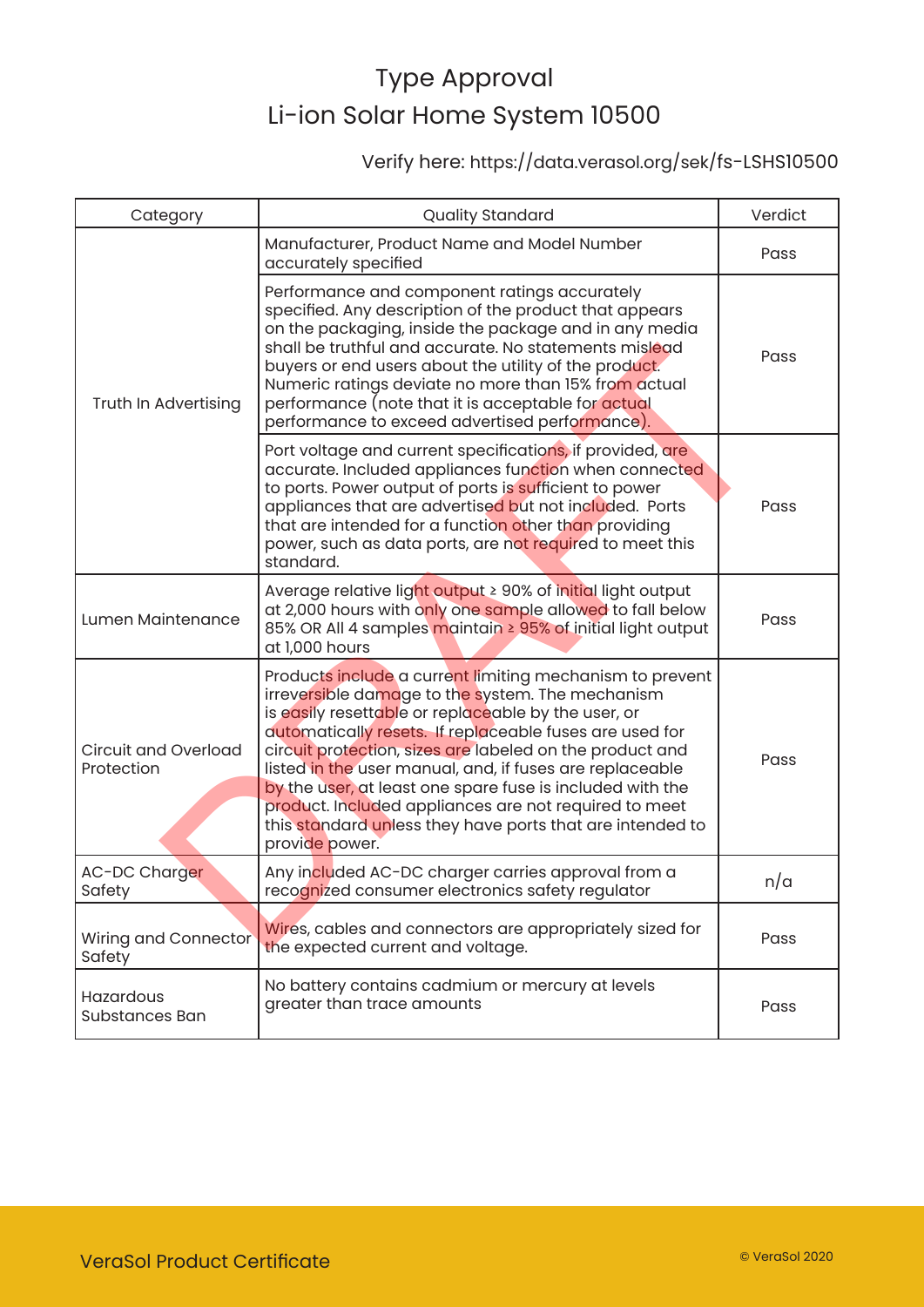# Type Approval
# Li-ion Solar Home System 10500

Verify here: https://data.verasol.org/sek/fs-LSHS10500

| Category | Quality Standard | Verdict |
|---|---|---|
| Truth In Advertising | Manufacturer, Product Name and Model Number accurately specified | Pass |
| | Performance and component ratings accurately specified. Any description of the product that appears on the packaging, inside the package and in any media shall be truthful and accurate. No statements mislead buyers or end users about the utility of the product. Numeric ratings deviate no more than 15% from actual performance (note that it is acceptable for actual performance to exceed advertised performance). | Pass |
| | Port voltage and current specifications, if provided, are accurate. Included appliances function when connected to ports. Power output of ports is sufficient to power appliances that are advertised but not included. Ports that are intended for a function other than providing power, such as data ports, are not required to meet this standard. | Pass |
| Lumen Maintenance | Average relative light output ≥ 90% of initial light output at 2,000 hours with only one sample allowed to fall below 85% OR All 4 samples maintain ≥ 95% of initial light output at 1,000 hours | Pass |
| Circuit and Overload Protection | Products include a current limiting mechanism to prevent irreversible damage to the system. The mechanism is easily resettable or replaceable by the user, or automatically resets. If replaceable fuses are used for circuit protection, sizes are labeled on the product and listed in the user manual, and, if fuses are replaceable by the user, at least one spare fuse is included with the product. Included appliances are not required to meet this standard unless they have ports that are intended to provide power. | Pass |
| AC-DC Charger Safety | Any included AC-DC charger carries approval from a recognized consumer electronics safety regulator | n/a |
| Wiring and Connector Safety | Wires, cables and connectors are appropriately sized for the expected current and voltage. | Pass |
| Hazardous Substances Ban | No battery contains cadmium or mercury at levels greater than trace amounts | Pass |

DRAFT

VeraSol Product Certificate

© VeraSol 2020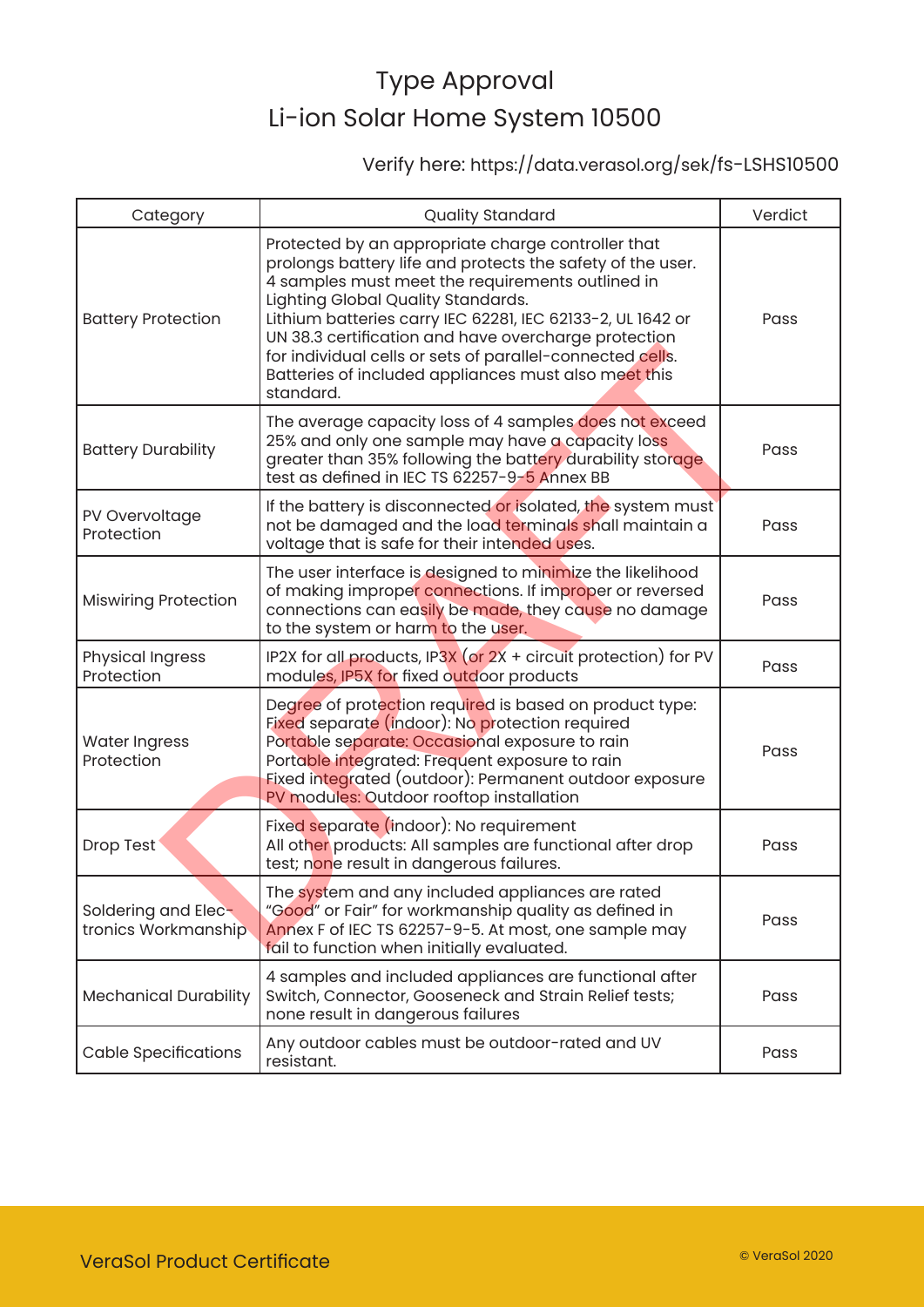# Type Approval
# Li-ion Solar Home System 10500

Verify here: https://data.verasol.org/sek/fs-LSHS10500

| Category | Quality Standard | Verdict |
| --- | --- | --- |
| Battery Protection | Protected by an appropriate charge controller that prolongs battery life and protects the safety of the user. 4 samples must meet the requirements outlined in Lighting Global Quality Standards. Lithium batteries carry IEC 62281, IEC 62133-2, UL 1642 or UN 38.3 certification and have overcharge protection for individual cells or sets of parallel-connected cells. Batteries of included appliances must also meet this standard. | Pass |
| Battery Durability | The average capacity loss of 4 samples does not exceed 25% and only one sample may have a capacity loss greater than 35% following the battery durability storage test as defined in IEC TS 62257-9-5 Annex BB | Pass |
| PV Overvoltage Protection | If the battery is disconnected or isolated, the system must not be damaged and the load terminals shall maintain a voltage that is safe for their intended uses. | Pass |
| Miswiring Protection | The user interface is designed to minimize the likelihood of making improper connections. If improper or reversed connections can easily be made, they cause no damage to the system or harm to the user. | Pass |
| Physical Ingress Protection | IP2X for all products, IP3X (or 2X + circuit protection) for PV modules, IP5X for fixed outdoor products | Pass |
| Water Ingress Protection | Degree of protection required is based on product type: Fixed separate (indoor): No protection required Portable separate: Occasional exposure to rain Portable integrated: Frequent exposure to rain Fixed integrated (outdoor): Permanent outdoor exposure PV modules: Outdoor rooftop installation | Pass |
| Drop Test | Fixed separate (indoor): No requirement All other products: All samples are functional after drop test; none result in dangerous failures. | Pass |
| Soldering and Electronics Workmanship | The system and any included appliances are rated "Good" or Fair" for workmanship quality as defined in Annex F of IEC TS 62257-9-5. At most, one sample may fail to function when initially evaluated. | Pass |
| Mechanical Durability | 4 samples and included appliances are functional after Switch, Connector, Gooseneck and Strain Relief tests; none result in dangerous failures | Pass |
| Cable Specifications | Any outdoor cables must be outdoor-rated and UV resistant. | Pass |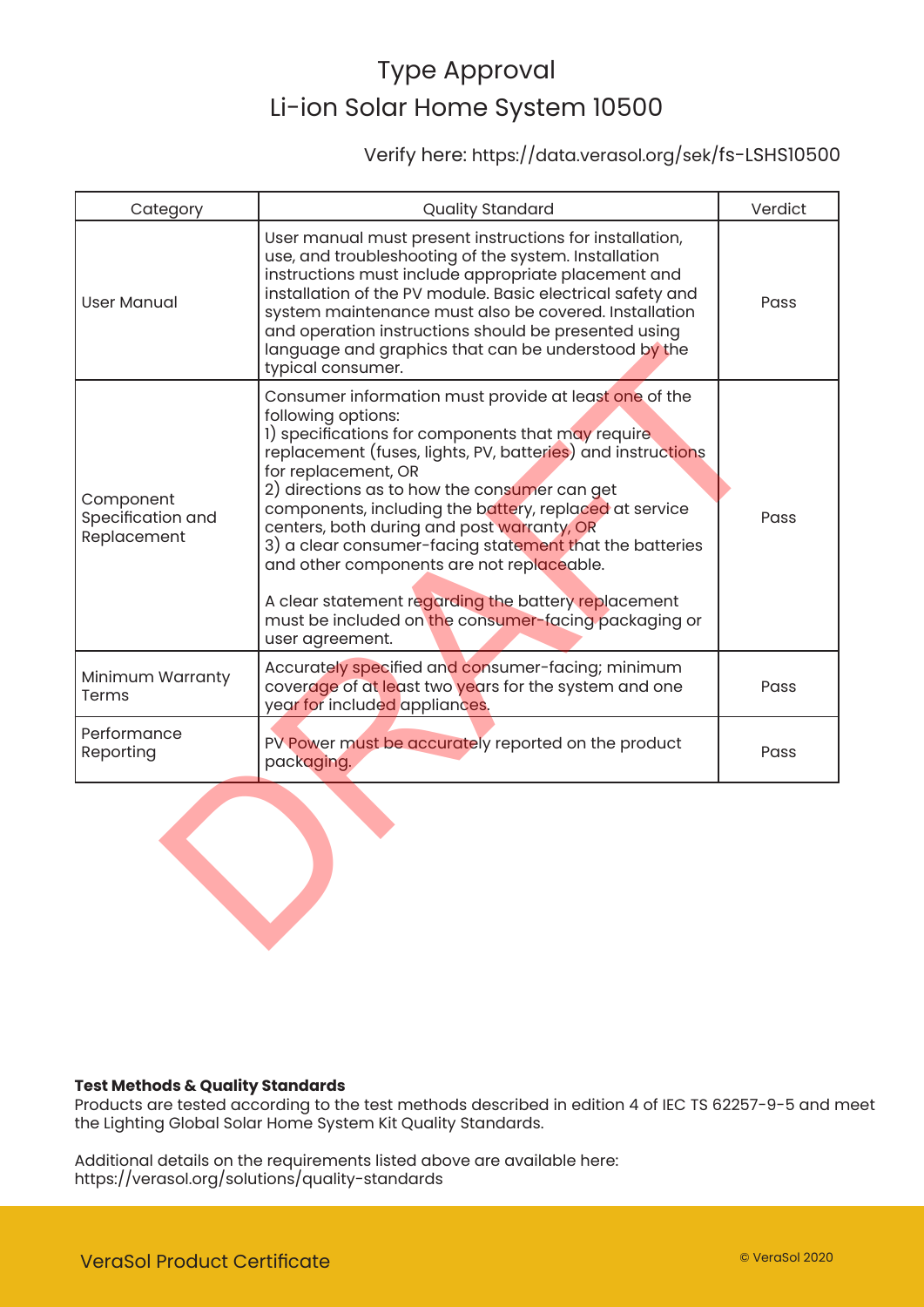# Type Approval
# Li-ion Solar Home System 10500

Verify here: https://data.verasol.org/sek/fs-LSHS10500

| Category | Quality Standard | Verdict |
|---|---|---|
| User Manual | User manual must present instructions for installation, use, and troubleshooting of the system. Installation instructions must include appropriate placement and installation of the PV module. Basic electrical safety and system maintenance must also be covered. Installation and operation instructions should be presented using language and graphics that can be understood by the typical consumer. | Pass |
| Component Specification and Replacement | Consumer information must provide at least one of the following options:<br>1) specifications for components that may require replacement (fuses, lights, PV, batteries) and instructions for replacement, OR<br>2) directions as to how the consumer can get components, including the battery, replaced at service centers, both during and post warranty, OR<br>3) a clear consumer-facing statement that the batteries and other components are not replaceable.<br><br>A clear statement regarding the battery replacement must be included on the consumer-facing packaging or user agreement. | Pass |
| Minimum Warranty Terms | Accurately specified and consumer-facing; minimum coverage of at least two years for the system and one year for included appliances. | Pass |
| Performance Reporting | PV Power must be accurately reported on the product packaging. | Pass |

DRAFT

**Test Methods & Quality Standards**
Products are tested according to the test methods described in edition 4 of IEC TS 62257-9-5 and meet the Lighting Global Solar Home System Kit Quality Standards.

Additional details on the requirements listed above are available here:
https://verasol.org/solutions/quality-standards

VeraSol Product Certificate

© VeraSol 2020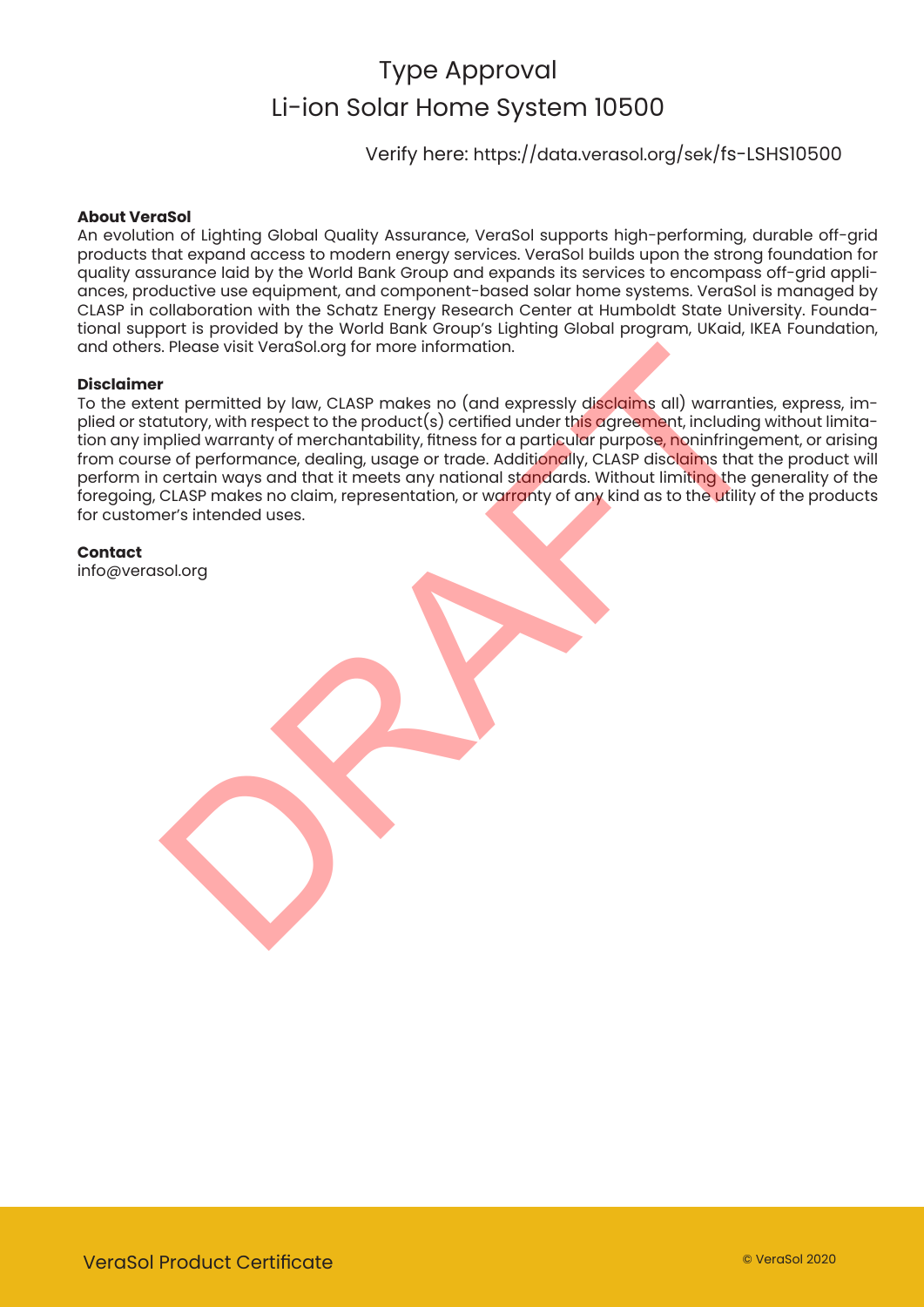# Type Approval
# Li-ion Solar Home System 10500

Verify here: https://data.verasol.org/sek/fs-LSHS10500

**About VeraSol**
An evolution of Lighting Global Quality Assurance, VeraSol supports high-performing, durable off-grid products that expand access to modern energy services. VeraSol builds upon the strong foundation for quality assurance laid by the World Bank Group and expands its services to encompass off-grid appliances, productive use equipment, and component-based solar home systems. VeraSol is managed by CLASP in collaboration with the Schatz Energy Research Center at Humboldt State University. Foundational support is provided by the World Bank Group's Lighting Global program, UKaid, IKEA Foundation, and others. Please visit VeraSol.org for more information.

**Disclaimer**
To the extent permitted by law, CLASP makes no (and expressly disclaims all) warranties, express, implied or statutory, with respect to the product(s) certified under this agreement, including without limitation any implied warranty of merchantability, fitness for a particular purpose, noninfringement, or arising from course of performance, dealing, usage or trade. Additionally, CLASP disclaims that the product will perform in certain ways and that it meets any national standards. Without limiting the generality of the foregoing, CLASP makes no claim, representation, or warranty of any kind as to the utility of the products for customer's intended uses.

**Contact**
info@verasol.org

DRAFT

VeraSol Product Certificate

© VeraSol 2020